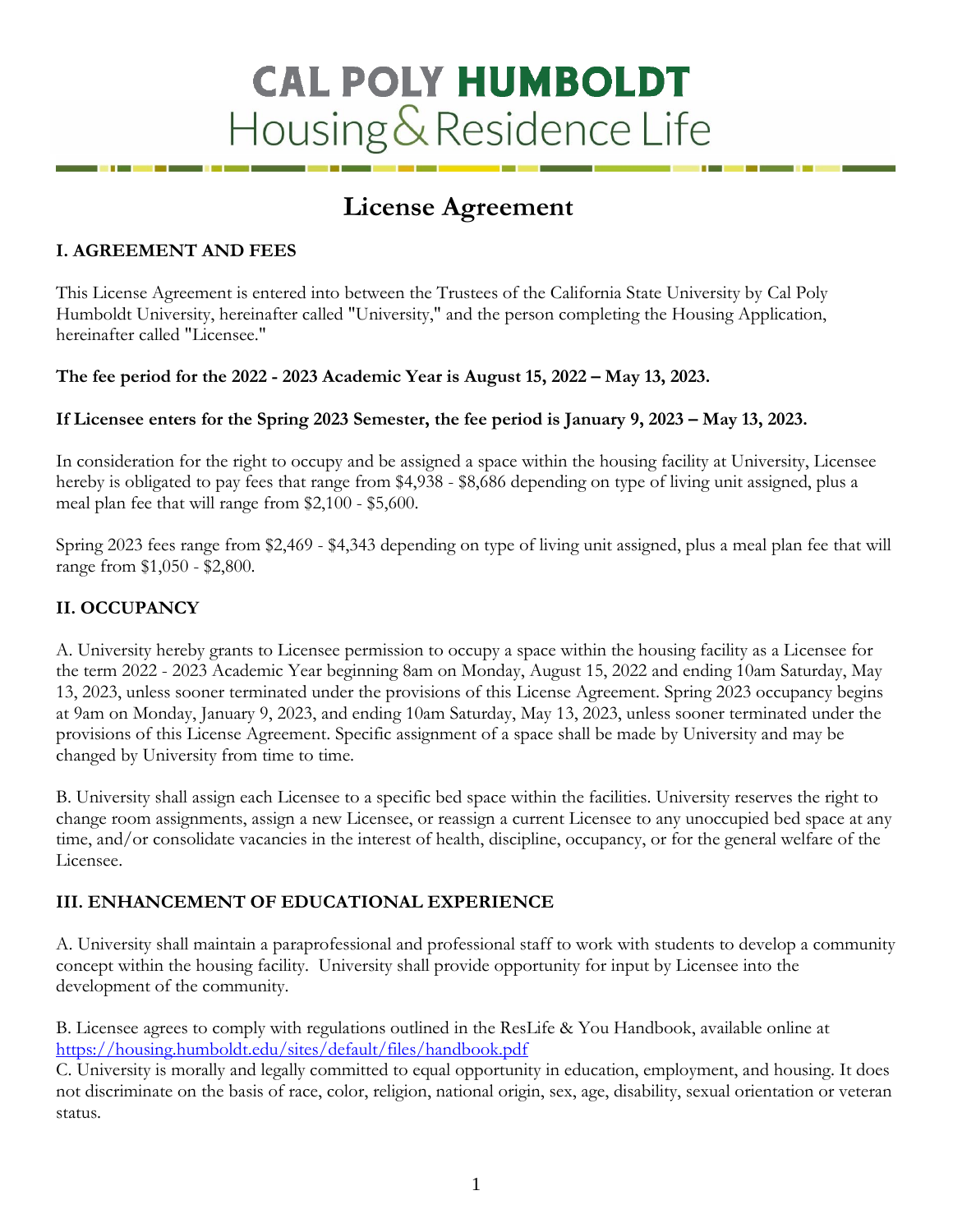# CAL POLY HUMBOLDT Housing & Residence Life

## License Agreement

### I. AGREEMENT AND FEES

This License Agreement is entered into between the Trustees of the California State University by Cal Poly Humboldt University, hereinafter called "University," and the person completing the Housing Application, hereinafter called "Licensee."

**The fee period for the 2022 - 2023 Academic Year is August 15, 2022 – May 13, 2023.**

**If Licensee enters for the Spring 2023 Semester, the fee period is January 9, 2023 – May 13, 2023.**

In consideration for the right to occupy and be assigned a space within the housing facility at University, Licensee hereby is obligated to pay fees that range from $4,938 - $8,686 depending on type of living unit assigned, plus a meal plan fee that will range from $2,100 - $5,600.

Spring 2023 fees range from $2,469 - $4,343 depending on type of living unit assigned, plus a meal plan fee that will range from $1,050 - $2,800.

### II. OCCUPANCY

A. University hereby grants to Licensee permission to occupy a space within the housing facility as a Licensee for the term 2022 - 2023 Academic Year beginning 8am on Monday, August 15, 2022 and ending 10am Saturday, May 13, 2023, unless sooner terminated under the provisions of this License Agreement. Spring 2023 occupancy begins at 9am on Monday, January 9, 2023, and ending 10am Saturday, May 13, 2023, unless sooner terminated under the provisions of this License Agreement. Specific assignment of a space shall be made by University and may be changed by University from time to time.

B. University shall assign each Licensee to a specific bed space within the facilities. University reserves the right to change room assignments, assign a new Licensee, or reassign a current Licensee to any unoccupied bed space at any time, and/or consolidate vacancies in the interest of health, discipline, occupancy, or for the general welfare of the Licensee.

### III. ENHANCEMENT OF EDUCATIONAL EXPERIENCE

A. University shall maintain a paraprofessional and professional staff to work with students to develop a community concept within the housing facility. University shall provide opportunity for input by Licensee into the development of the community.

B. Licensee agrees to comply with regulations outlined in the ResLife & You Handbook, available online at https://housing.humboldt.edu/sites/default/files/handbook.pdf

C. University is morally and legally committed to equal opportunity in education, employment, and housing. It does not discriminate on the basis of race, color, religion, national origin, sex, age, disability, sexual orientation or veteran status.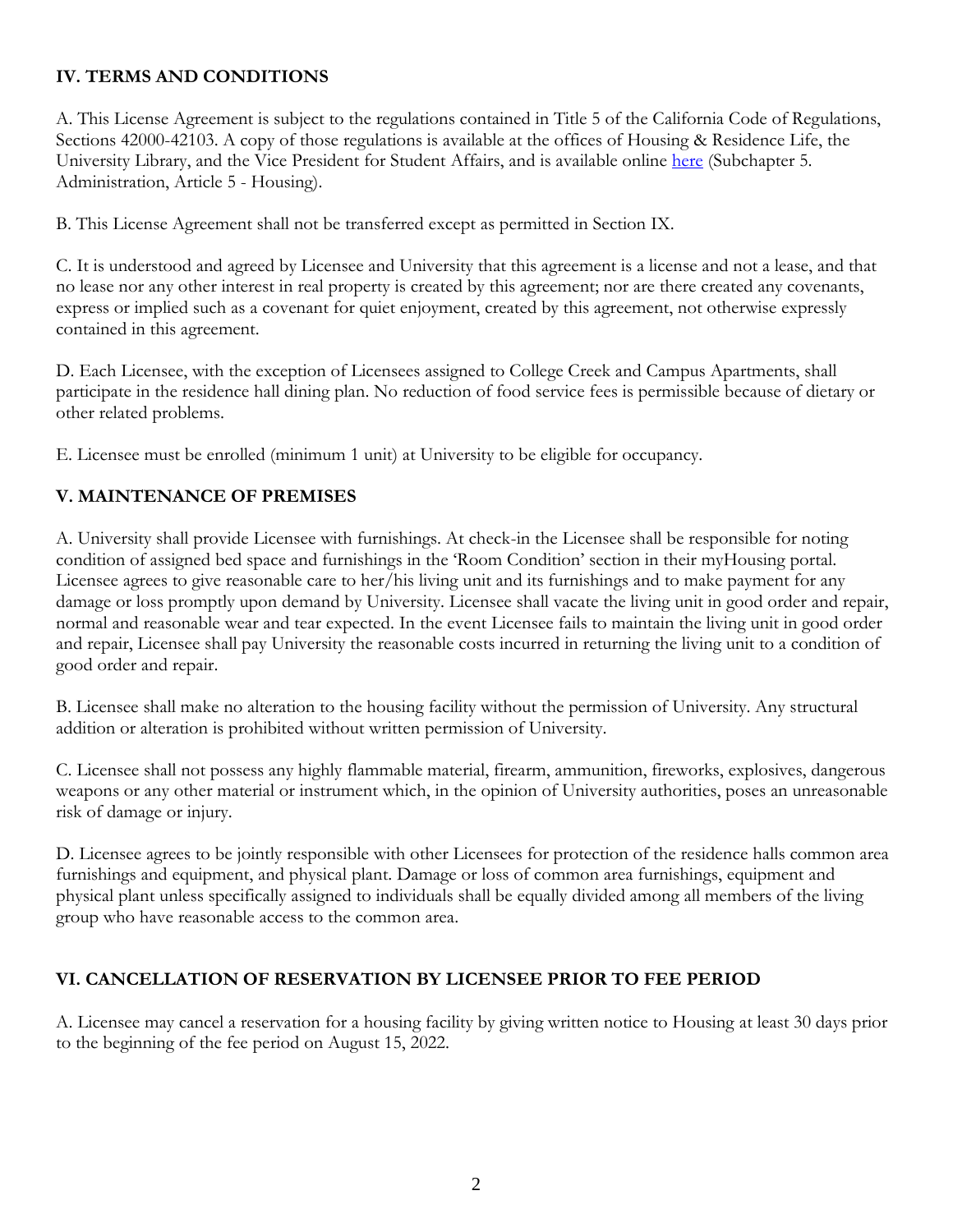### IV. TERMS AND CONDITIONS

A. This License Agreement is subject to the regulations contained in Title 5 of the California Code of Regulations, Sections 42000-42103. A copy of those regulations is available at the offices of Housing & Residence Life, the University Library, and the Vice President for Student Affairs, and is available online here (Subchapter 5. Administration, Article 5 - Housing).

B. This License Agreement shall not be transferred except as permitted in Section IX.

C. It is understood and agreed by Licensee and University that this agreement is a license and not a lease, and that no lease nor any other interest in real property is created by this agreement; nor are there created any covenants, express or implied such as a covenant for quiet enjoyment, created by this agreement, not otherwise expressly contained in this agreement.

D. Each Licensee, with the exception of Licensees assigned to College Creek and Campus Apartments, shall participate in the residence hall dining plan. No reduction of food service fees is permissible because of dietary or other related problems.

E. Licensee must be enrolled (minimum 1 unit) at University to be eligible for occupancy.

### V. MAINTENANCE OF PREMISES

A. University shall provide Licensee with furnishings. At check-in the Licensee shall be responsible for noting condition of assigned bed space and furnishings in the 'Room Condition' section in their myHousing portal. Licensee agrees to give reasonable care to her/his living unit and its furnishings and to make payment for any damage or loss promptly upon demand by University. Licensee shall vacate the living unit in good order and repair, normal and reasonable wear and tear expected. In the event Licensee fails to maintain the living unit in good order and repair, Licensee shall pay University the reasonable costs incurred in returning the living unit to a condition of good order and repair.

B. Licensee shall make no alteration to the housing facility without the permission of University. Any structural addition or alteration is prohibited without written permission of University.

C. Licensee shall not possess any highly flammable material, firearm, ammunition, fireworks, explosives, dangerous weapons or any other material or instrument which, in the opinion of University authorities, poses an unreasonable risk of damage or injury.

D. Licensee agrees to be jointly responsible with other Licensees for protection of the residence halls common area furnishings and equipment, and physical plant. Damage or loss of common area furnishings, equipment and physical plant unless specifically assigned to individuals shall be equally divided among all members of the living group who have reasonable access to the common area.

### VI. CANCELLATION OF RESERVATION BY LICENSEE PRIOR TO FEE PERIOD

A. Licensee may cancel a reservation for a housing facility by giving written notice to Housing at least 30 days prior to the beginning of the fee period on August 15, 2022.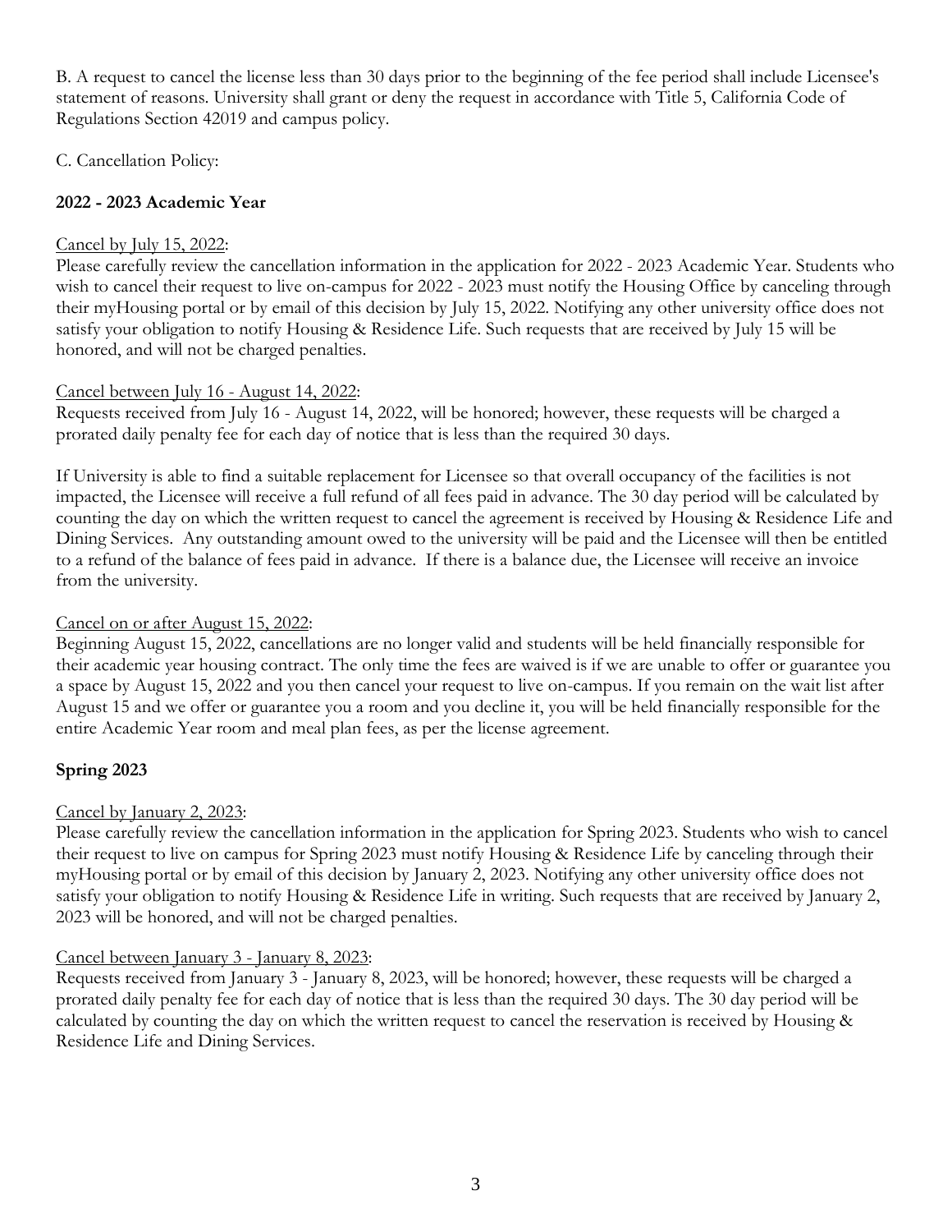B. A request to cancel the license less than 30 days prior to the beginning of the fee period shall include Licensee's statement of reasons. University shall grant or deny the request in accordance with Title 5, California Code of Regulations Section 42019 and campus policy.

C. Cancellation Policy:

**2022 - 2023 Academic Year**

Cancel by July 15, 2022:

Please carefully review the cancellation information in the application for 2022 - 2023 Academic Year. Students who wish to cancel their request to live on-campus for 2022 - 2023 must notify the Housing Office by canceling through their myHousing portal or by email of this decision by July 15, 2022. Notifying any other university office does not satisfy your obligation to notify Housing & Residence Life. Such requests that are received by July 15 will be honored, and will not be charged penalties.

Cancel between July 16 - August 14, 2022:

Requests received from July 16 - August 14, 2022, will be honored; however, these requests will be charged a prorated daily penalty fee for each day of notice that is less than the required 30 days.

If University is able to find a suitable replacement for Licensee so that overall occupancy of the facilities is not impacted, the Licensee will receive a full refund of all fees paid in advance. The 30 day period will be calculated by counting the day on which the written request to cancel the agreement is received by Housing & Residence Life and Dining Services. Any outstanding amount owed to the university will be paid and the Licensee will then be entitled to a refund of the balance of fees paid in advance. If there is a balance due, the Licensee will receive an invoice from the university.

Cancel on or after August 15, 2022:

Beginning August 15, 2022, cancellations are no longer valid and students will be held financially responsible for their academic year housing contract. The only time the fees are waived is if we are unable to offer or guarantee you a space by August 15, 2022 and you then cancel your request to live on-campus. If you remain on the wait list after August 15 and we offer or guarantee you a room and you decline it, you will be held financially responsible for the entire Academic Year room and meal plan fees, as per the license agreement.

**Spring 2023**

Cancel by January 2, 2023:

Please carefully review the cancellation information in the application for Spring 2023. Students who wish to cancel their request to live on campus for Spring 2023 must notify Housing & Residence Life by canceling through their myHousing portal or by email of this decision by January 2, 2023. Notifying any other university office does not satisfy your obligation to notify Housing & Residence Life in writing. Such requests that are received by January 2, 2023 will be honored, and will not be charged penalties.

Cancel between January 3 - January 8, 2023:

Requests received from January 3 - January 8, 2023, will be honored; however, these requests will be charged a prorated daily penalty fee for each day of notice that is less than the required 30 days. The 30 day period will be calculated by counting the day on which the written request to cancel the reservation is received by Housing & Residence Life and Dining Services.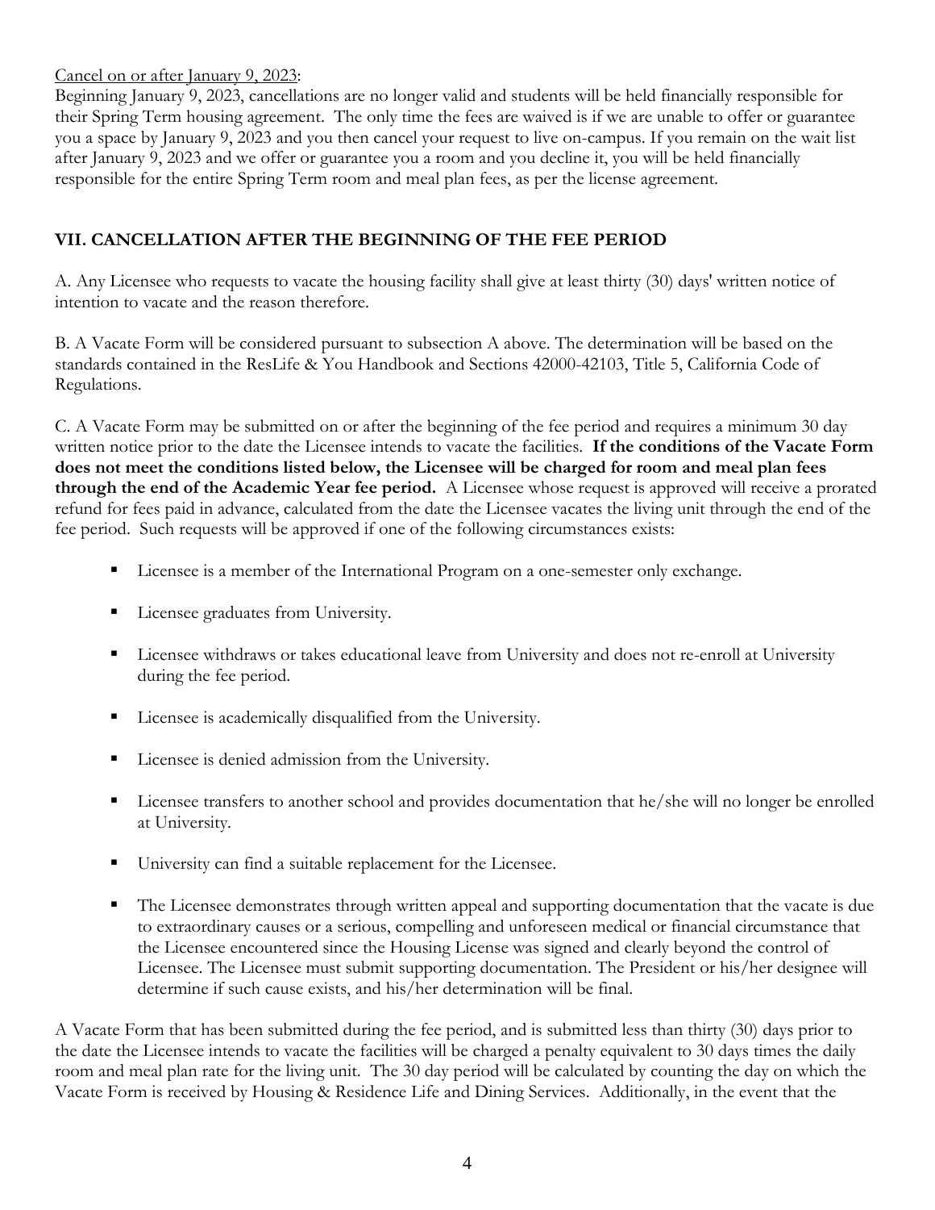Cancel on or after January 9, 2023:

Beginning January 9, 2023, cancellations are no longer valid and students will be held financially responsible for their Spring Term housing agreement. The only time the fees are waived is if we are unable to offer or guarantee you a space by January 9, 2023 and you then cancel your request to live on-campus. If you remain on the wait list after January 9, 2023 and we offer or guarantee you a room and you decline it, you will be held financially responsible for the entire Spring Term room and meal plan fees, as per the license agreement.

## VII. CANCELLATION AFTER THE BEGINNING OF THE FEE PERIOD

A. Any Licensee who requests to vacate the housing facility shall give at least thirty (30) days' written notice of intention to vacate and the reason therefore.

B. A Vacate Form will be considered pursuant to subsection A above. The determination will be based on the standards contained in the ResLife & You Handbook and Sections 42000-42103, Title 5, California Code of Regulations.

C. A Vacate Form may be submitted on or after the beginning of the fee period and requires a minimum 30 day written notice prior to the date the Licensee intends to vacate the facilities. **If the conditions of the Vacate Form does not meet the conditions listed below, the Licensee will be charged for room and meal plan fees through the end of the Academic Year fee period.** A Licensee whose request is approved will receive a prorated refund for fees paid in advance, calculated from the date the Licensee vacates the living unit through the end of the fee period. Such requests will be approved if one of the following circumstances exists:

- Licensee is a member of the International Program on a one-semester only exchange.
- Licensee graduates from University.
- Licensee withdraws or takes educational leave from University and does not re-enroll at University during the fee period.
- Licensee is academically disqualified from the University.
- Licensee is denied admission from the University.
- Licensee transfers to another school and provides documentation that he/she will no longer be enrolled at University.
- University can find a suitable replacement for the Licensee.
- The Licensee demonstrates through written appeal and supporting documentation that the vacate is due to extraordinary causes or a serious, compelling and unforeseen medical or financial circumstance that the Licensee encountered since the Housing License was signed and clearly beyond the control of Licensee. The Licensee must submit supporting documentation. The President or his/her designee will determine if such cause exists, and his/her determination will be final.

A Vacate Form that has been submitted during the fee period, and is submitted less than thirty (30) days prior to the date the Licensee intends to vacate the facilities will be charged a penalty equivalent to 30 days times the daily room and meal plan rate for the living unit. The 30 day period will be calculated by counting the day on which the Vacate Form is received by Housing & Residence Life and Dining Services. Additionally, in the event that the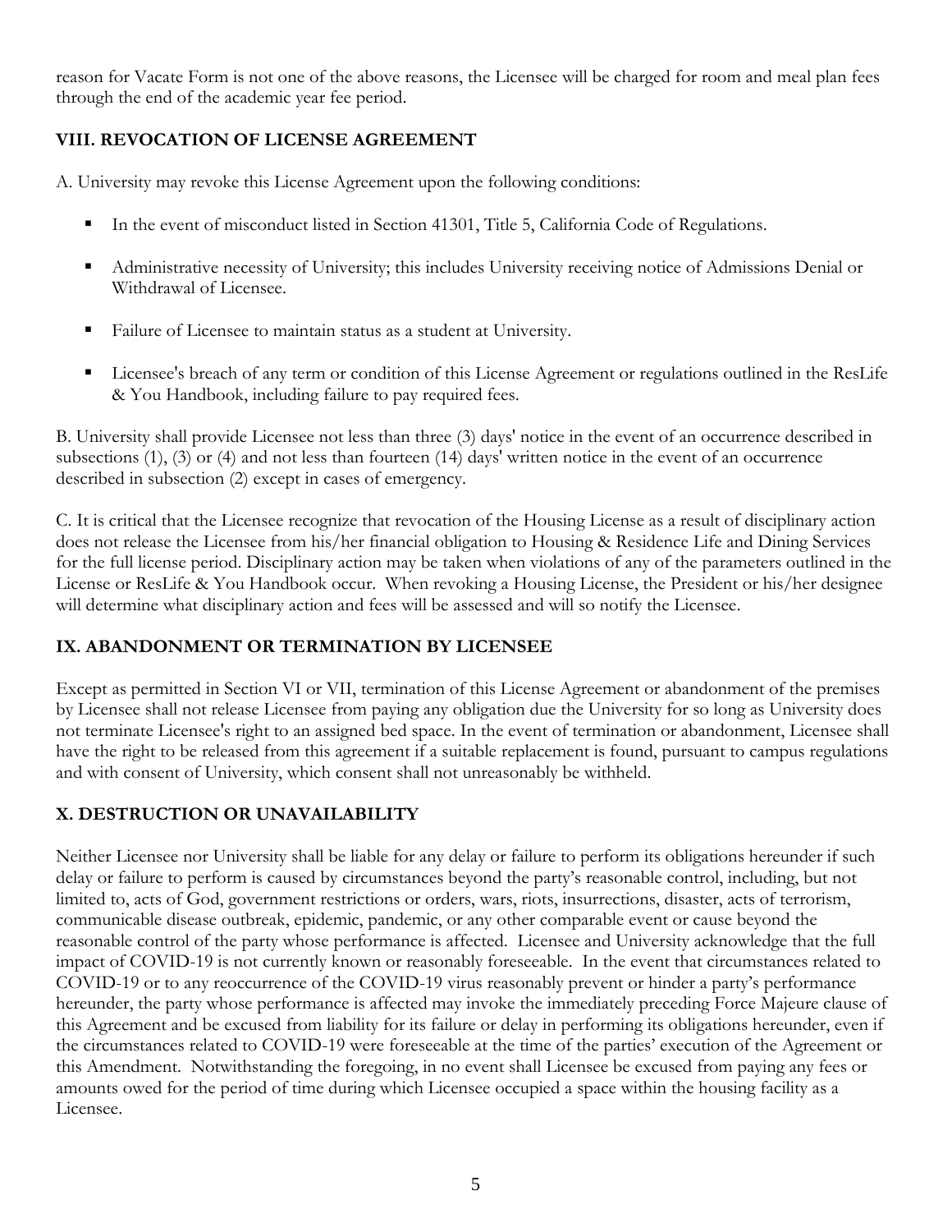reason for Vacate Form is not one of the above reasons, the Licensee will be charged for room and meal plan fees through the end of the academic year fee period.

## VIII. REVOCATION OF LICENSE AGREEMENT

A. University may revoke this License Agreement upon the following conditions:

- In the event of misconduct listed in Section 41301, Title 5, California Code of Regulations.
- Administrative necessity of University; this includes University receiving notice of Admissions Denial or Withdrawal of Licensee.
- Failure of Licensee to maintain status as a student at University.
- Licensee's breach of any term or condition of this License Agreement or regulations outlined in the ResLife & You Handbook, including failure to pay required fees.

B. University shall provide Licensee not less than three (3) days' notice in the event of an occurrence described in subsections (1), (3) or (4) and not less than fourteen (14) days' written notice in the event of an occurrence described in subsection (2) except in cases of emergency.

C. It is critical that the Licensee recognize that revocation of the Housing License as a result of disciplinary action does not release the Licensee from his/her financial obligation to Housing & Residence Life and Dining Services for the full license period. Disciplinary action may be taken when violations of any of the parameters outlined in the License or ResLife & You Handbook occur. When revoking a Housing License, the President or his/her designee will determine what disciplinary action and fees will be assessed and will so notify the Licensee.

## IX. ABANDONMENT OR TERMINATION BY LICENSEE

Except as permitted in Section VI or VII, termination of this License Agreement or abandonment of the premises by Licensee shall not release Licensee from paying any obligation due the University for so long as University does not terminate Licensee's right to an assigned bed space. In the event of termination or abandonment, Licensee shall have the right to be released from this agreement if a suitable replacement is found, pursuant to campus regulations and with consent of University, which consent shall not unreasonably be withheld.

## X. DESTRUCTION OR UNAVAILABILITY

Neither Licensee nor University shall be liable for any delay or failure to perform its obligations hereunder if such delay or failure to perform is caused by circumstances beyond the party's reasonable control, including, but not limited to, acts of God, government restrictions or orders, wars, riots, insurrections, disaster, acts of terrorism, communicable disease outbreak, epidemic, pandemic, or any other comparable event or cause beyond the reasonable control of the party whose performance is affected. Licensee and University acknowledge that the full impact of COVID-19 is not currently known or reasonably foreseeable. In the event that circumstances related to COVID-19 or to any reoccurrence of the COVID-19 virus reasonably prevent or hinder a party's performance hereunder, the party whose performance is affected may invoke the immediately preceding Force Majeure clause of this Agreement and be excused from liability for its failure or delay in performing its obligations hereunder, even if the circumstances related to COVID-19 were foreseeable at the time of the parties' execution of the Agreement or this Amendment. Notwithstanding the foregoing, in no event shall Licensee be excused from paying any fees or amounts owed for the period of time during which Licensee occupied a space within the housing facility as a Licensee.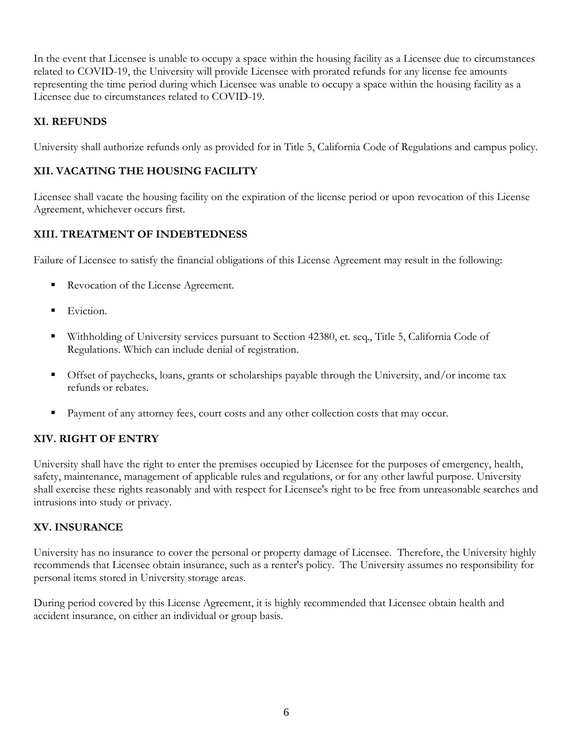In the event that Licensee is unable to occupy a space within the housing facility as a Licensee due to circumstances related to COVID-19, the University will provide Licensee with prorated refunds for any license fee amounts representing the time period during which Licensee was unable to occupy a space within the housing facility as a Licensee due to circumstances related to COVID-19.

## XI. REFUNDS

University shall authorize refunds only as provided for in Title 5, California Code of Regulations and campus policy.

## XII. VACATING THE HOUSING FACILITY

Licensee shall vacate the housing facility on the expiration of the license period or upon revocation of this License Agreement, whichever occurs first.

## XIII. TREATMENT OF INDEBTEDNESS

Failure of Licensee to satisfy the financial obligations of this License Agreement may result in the following:

- Revocation of the License Agreement.
- Eviction.
- Withholding of University services pursuant to Section 42380, et. seq., Title 5, California Code of Regulations. Which can include denial of registration.
- Offset of paychecks, loans, grants or scholarships payable through the University, and/or income tax refunds or rebates.
- Payment of any attorney fees, court costs and any other collection costs that may occur.

## XIV. RIGHT OF ENTRY

University shall have the right to enter the premises occupied by Licensee for the purposes of emergency, health, safety, maintenance, management of applicable rules and regulations, or for any other lawful purpose. University shall exercise these rights reasonably and with respect for Licensee's right to be free from unreasonable searches and intrusions into study or privacy.

## XV. INSURANCE

University has no insurance to cover the personal or property damage of Licensee. Therefore, the University highly recommends that Licensee obtain insurance, such as a renter's policy. The University assumes no responsibility for personal items stored in University storage areas.

During period covered by this License Agreement, it is highly recommended that Licensee obtain health and accident insurance, on either an individual or group basis.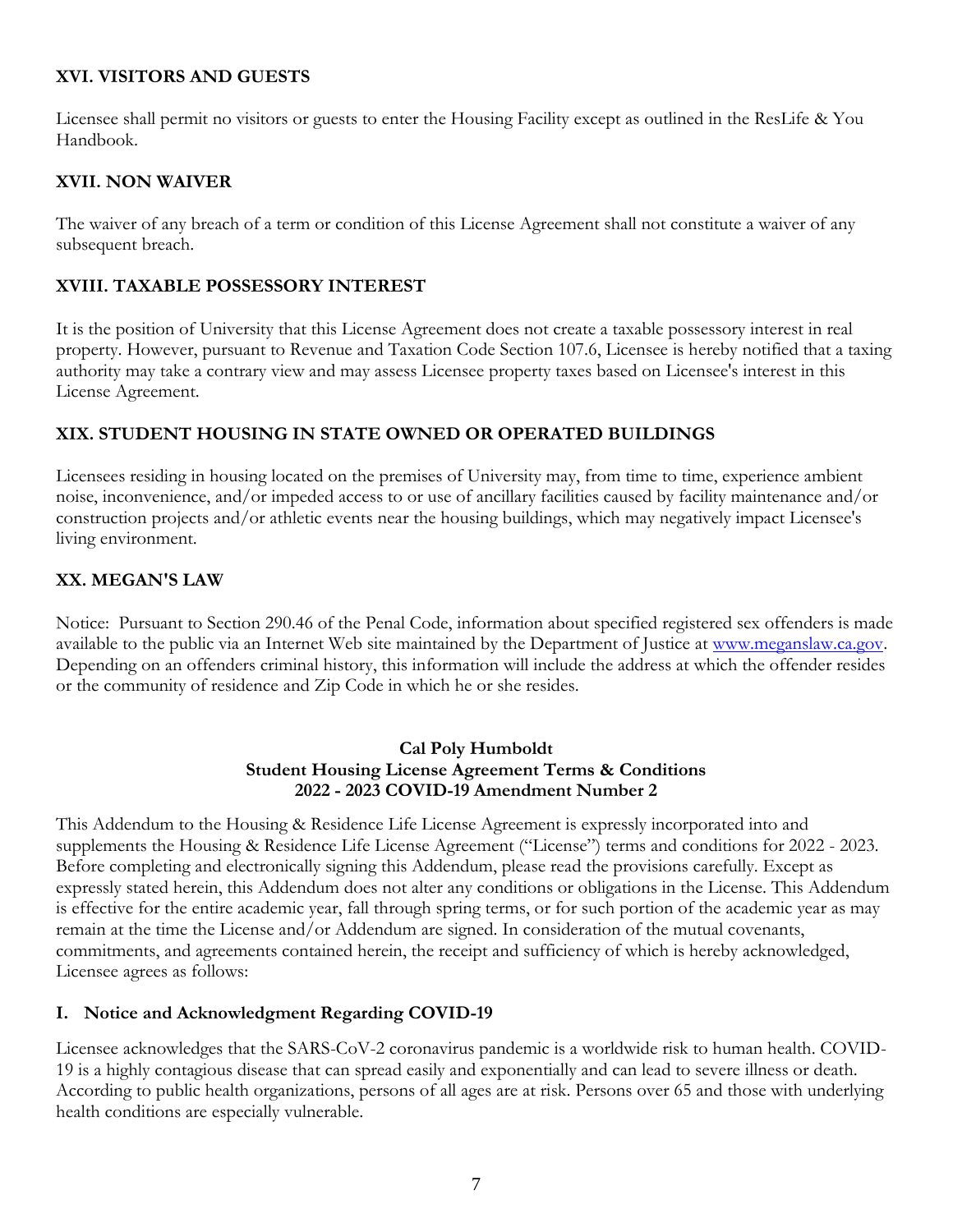### XVI. VISITORS AND GUESTS

Licensee shall permit no visitors or guests to enter the Housing Facility except as outlined in the ResLife & You Handbook.

### XVII. NON WAIVER

The waiver of any breach of a term or condition of this License Agreement shall not constitute a waiver of any subsequent breach.

### XVIII. TAXABLE POSSESSORY INTEREST

It is the position of University that this License Agreement does not create a taxable possessory interest in real property. However, pursuant to Revenue and Taxation Code Section 107.6, Licensee is hereby notified that a taxing authority may take a contrary view and may assess Licensee property taxes based on Licensee's interest in this License Agreement.

### XIX. STUDENT HOUSING IN STATE OWNED OR OPERATED BUILDINGS

Licensees residing in housing located on the premises of University may, from time to time, experience ambient noise, inconvenience, and/or impeded access to or use of ancillary facilities caused by facility maintenance and/or construction projects and/or athletic events near the housing buildings, which may negatively impact Licensee's living environment.

### XX. MEGAN'S LAW

Notice: Pursuant to Section 290.46 of the Penal Code, information about specified registered sex offenders is made available to the public via an Internet Web site maintained by the Department of Justice at [www.meganslaw.ca.gov](http://www.meganslaw.ca.gov). Depending on an offenders criminal history, this information will include the address at which the offender resides or the community of residence and Zip Code in which he or she resides.

## Cal Poly Humboldt
## Student Housing License Agreement Terms & Conditions
## 2022 - 2023 COVID-19 Amendment Number 2

This Addendum to the Housing & Residence Life License Agreement is expressly incorporated into and supplements the Housing & Residence Life License Agreement ("License") terms and conditions for 2022 - 2023. Before completing and electronically signing this Addendum, please read the provisions carefully. Except as expressly stated herein, this Addendum does not alter any conditions or obligations in the License. This Addendum is effective for the entire academic year, fall through spring terms, or for such portion of the academic year as may remain at the time the License and/or Addendum are signed. In consideration of the mutual covenants, commitments, and agreements contained herein, the receipt and sufficiency of which is hereby acknowledged, Licensee agrees as follows:

### I. Notice and Acknowledgment Regarding COVID-19

Licensee acknowledges that the SARS-CoV-2 coronavirus pandemic is a worldwide risk to human health. COVID-19 is a highly contagious disease that can spread easily and exponentially and can lead to severe illness or death. According to public health organizations, persons of all ages are at risk. Persons over 65 and those with underlying health conditions are especially vulnerable.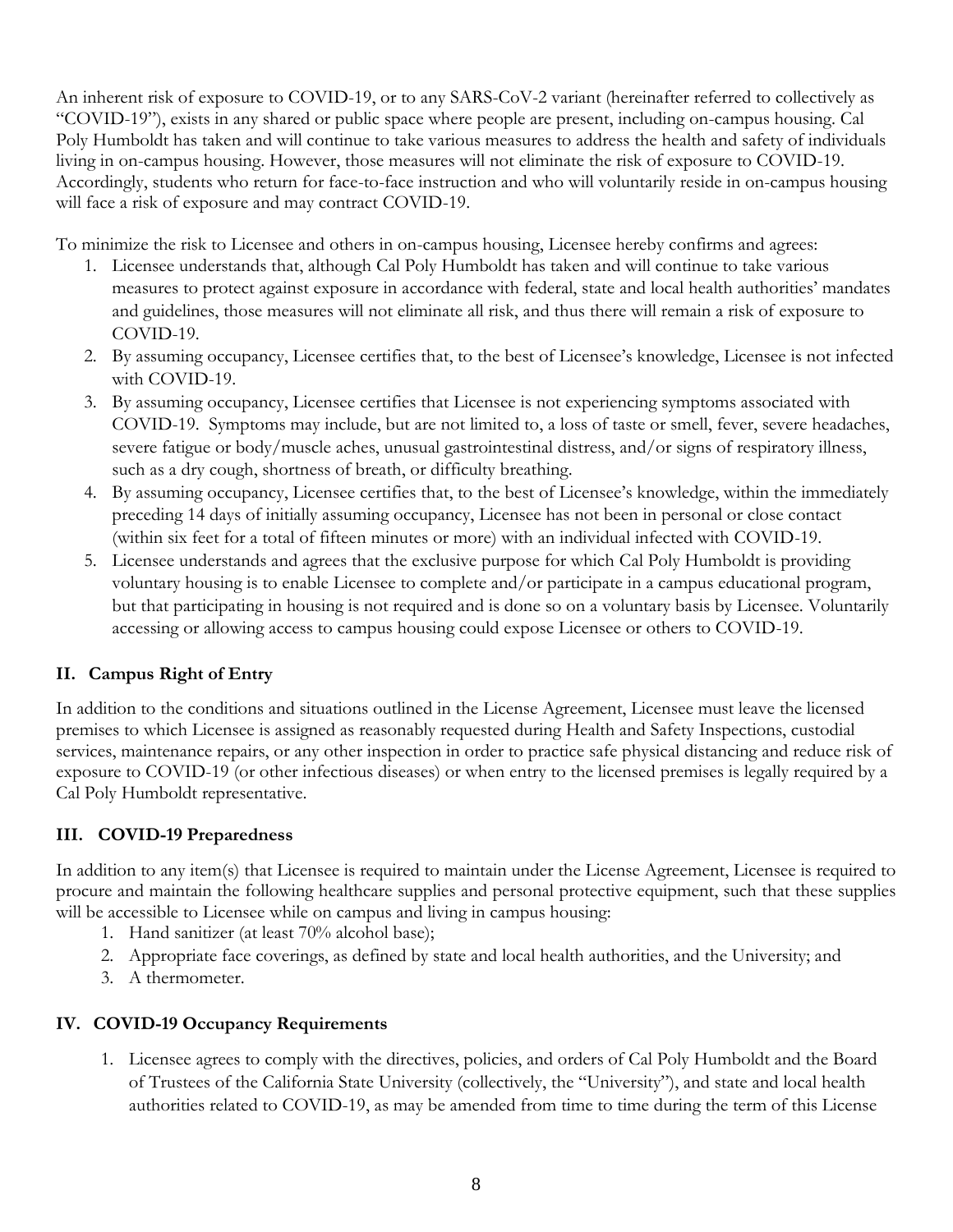An inherent risk of exposure to COVID-19, or to any SARS-CoV-2 variant (hereinafter referred to collectively as "COVID-19"), exists in any shared or public space where people are present, including on-campus housing. Cal Poly Humboldt has taken and will continue to take various measures to address the health and safety of individuals living in on-campus housing. However, those measures will not eliminate the risk of exposure to COVID-19. Accordingly, students who return for face-to-face instruction and who will voluntarily reside in on-campus housing will face a risk of exposure and may contract COVID-19.

To minimize the risk to Licensee and others in on-campus housing, Licensee hereby confirms and agrees:

1. Licensee understands that, although Cal Poly Humboldt has taken and will continue to take various measures to protect against exposure in accordance with federal, state and local health authorities' mandates and guidelines, those measures will not eliminate all risk, and thus there will remain a risk of exposure to COVID-19.
2. By assuming occupancy, Licensee certifies that, to the best of Licensee's knowledge, Licensee is not infected with COVID-19.
3. By assuming occupancy, Licensee certifies that Licensee is not experiencing symptoms associated with COVID-19. Symptoms may include, but are not limited to, a loss of taste or smell, fever, severe headaches, severe fatigue or body/muscle aches, unusual gastrointestinal distress, and/or signs of respiratory illness, such as a dry cough, shortness of breath, or difficulty breathing.
4. By assuming occupancy, Licensee certifies that, to the best of Licensee's knowledge, within the immediately preceding 14 days of initially assuming occupancy, Licensee has not been in personal or close contact (within six feet for a total of fifteen minutes or more) with an individual infected with COVID-19.
5. Licensee understands and agrees that the exclusive purpose for which Cal Poly Humboldt is providing voluntary housing is to enable Licensee to complete and/or participate in a campus educational program, but that participating in housing is not required and is done so on a voluntary basis by Licensee. Voluntarily accessing or allowing access to campus housing could expose Licensee or others to COVID-19.

## II. Campus Right of Entry

In addition to the conditions and situations outlined in the License Agreement, Licensee must leave the licensed premises to which Licensee is assigned as reasonably requested during Health and Safety Inspections, custodial services, maintenance repairs, or any other inspection in order to practice safe physical distancing and reduce risk of exposure to COVID-19 (or other infectious diseases) or when entry to the licensed premises is legally required by a Cal Poly Humboldt representative.

## III. COVID-19 Preparedness

In addition to any item(s) that Licensee is required to maintain under the License Agreement, Licensee is required to procure and maintain the following healthcare supplies and personal protective equipment, such that these supplies will be accessible to Licensee while on campus and living in campus housing:

1. Hand sanitizer (at least 70% alcohol base);
2. Appropriate face coverings, as defined by state and local health authorities, and the University; and
3. A thermometer.

## IV. COVID-19 Occupancy Requirements

1. Licensee agrees to comply with the directives, policies, and orders of Cal Poly Humboldt and the Board of Trustees of the California State University (collectively, the "University"), and state and local health authorities related to COVID-19, as may be amended from time to time during the term of this License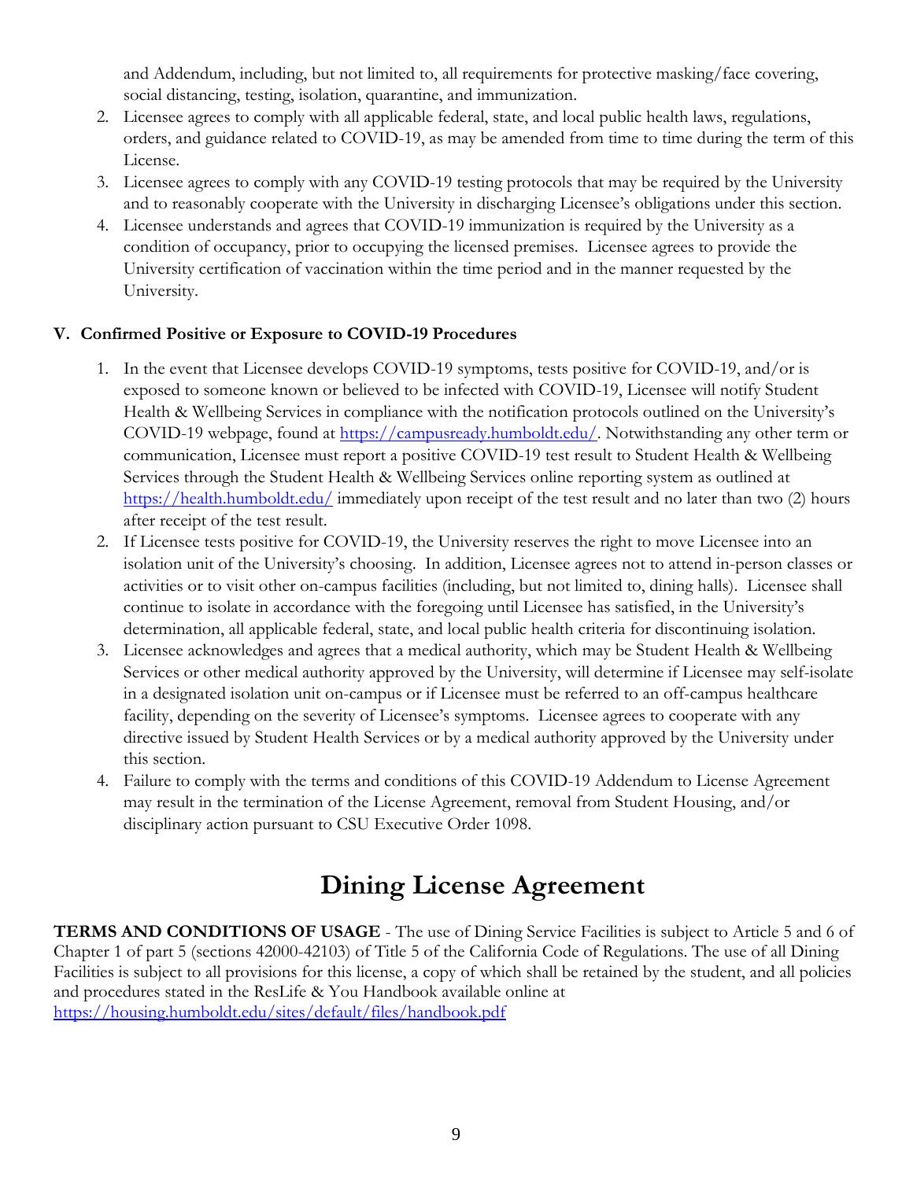and Addendum, including, but not limited to, all requirements for protective masking/face covering, social distancing, testing, isolation, quarantine, and immunization.

2. Licensee agrees to comply with all applicable federal, state, and local public health laws, regulations, orders, and guidance related to COVID-19, as may be amended from time to time during the term of this License.
3. Licensee agrees to comply with any COVID-19 testing protocols that may be required by the University and to reasonably cooperate with the University in discharging Licensee's obligations under this section.
4. Licensee understands and agrees that COVID-19 immunization is required by the University as a condition of occupancy, prior to occupying the licensed premises. Licensee agrees to provide the University certification of vaccination within the time period and in the manner requested by the University.

**V. Confirmed Positive or Exposure to COVID-19 Procedures**

1. In the event that Licensee develops COVID-19 symptoms, tests positive for COVID-19, and/or is exposed to someone known or believed to be infected with COVID-19, Licensee will notify Student Health & Wellbeing Services in compliance with the notification protocols outlined on the University's COVID-19 webpage, found at [https://campusready.humboldt.edu/](https://campusready.humboldt.edu/). Notwithstanding any other term or communication, Licensee must report a positive COVID-19 test result to Student Health & Wellbeing Services through the Student Health & Wellbeing Services online reporting system as outlined at [https://health.humboldt.edu/](https://health.humboldt.edu/) immediately upon receipt of the test result and no later than two (2) hours after receipt of the test result.
2. If Licensee tests positive for COVID-19, the University reserves the right to move Licensee into an isolation unit of the University's choosing. In addition, Licensee agrees not to attend in-person classes or activities or to visit other on-campus facilities (including, but not limited to, dining halls). Licensee shall continue to isolate in accordance with the foregoing until Licensee has satisfied, in the University's determination, all applicable federal, state, and local public health criteria for discontinuing isolation.
3. Licensee acknowledges and agrees that a medical authority, which may be Student Health & Wellbeing Services or other medical authority approved by the University, will determine if Licensee may self-isolate in a designated isolation unit on-campus or if Licensee must be referred to an off-campus healthcare facility, depending on the severity of Licensee's symptoms. Licensee agrees to cooperate with any directive issued by Student Health Services or by a medical authority approved by the University under this section.
4. Failure to comply with the terms and conditions of this COVID-19 Addendum to License Agreement may result in the termination of the License Agreement, removal from Student Housing, and/or disciplinary action pursuant to CSU Executive Order 1098.

# Dining License Agreement

**TERMS AND CONDITIONS OF USAGE** - The use of Dining Service Facilities is subject to Article 5 and 6 of Chapter 1 of part 5 (sections 42000-42103) of Title 5 of the California Code of Regulations. The use of all Dining Facilities is subject to all provisions for this license, a copy of which shall be retained by the student, and all policies and procedures stated in the ResLife & You Handbook available online at [https://housing.humboldt.edu/sites/default/files/handbook.pdf](https://housing.humboldt.edu/sites/default/files/handbook.pdf)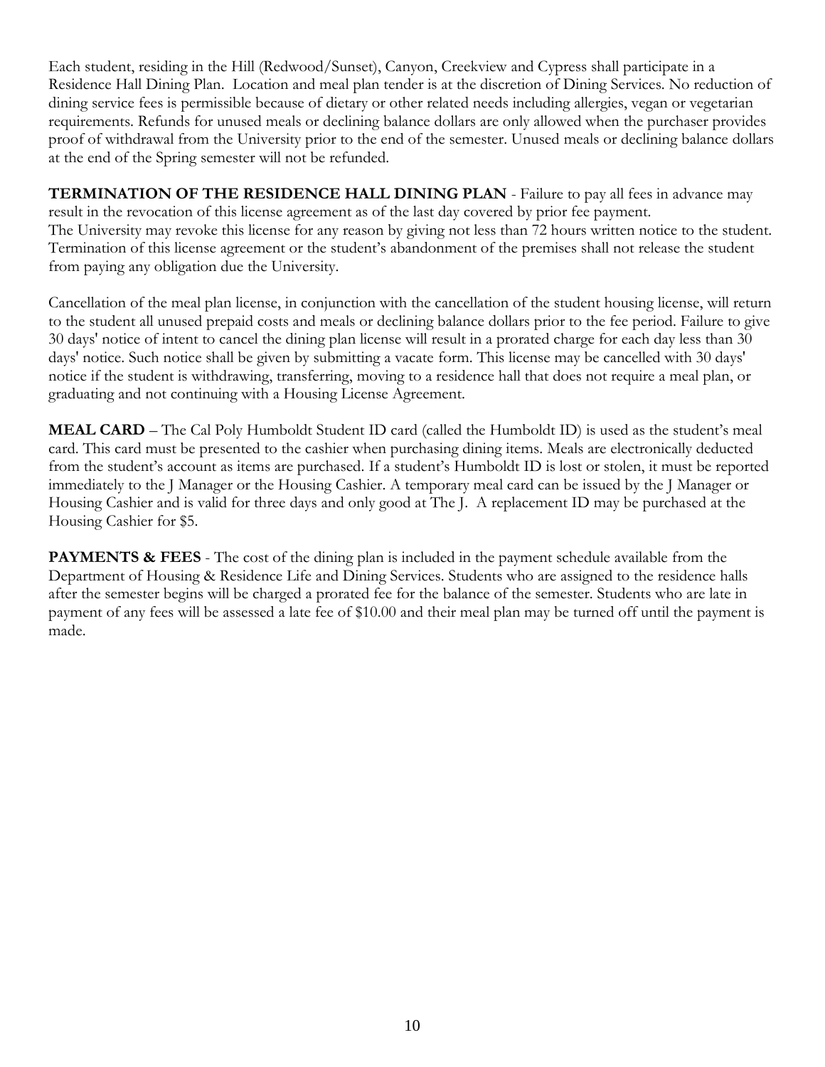Each student, residing in the Hill (Redwood/Sunset), Canyon, Creekview and Cypress shall participate in a Residence Hall Dining Plan. Location and meal plan tender is at the discretion of Dining Services. No reduction of dining service fees is permissible because of dietary or other related needs including allergies, vegan or vegetarian requirements. Refunds for unused meals or declining balance dollars are only allowed when the purchaser provides proof of withdrawal from the University prior to the end of the semester. Unused meals or declining balance dollars at the end of the Spring semester will not be refunded.

**TERMINATION OF THE RESIDENCE HALL DINING PLAN** - Failure to pay all fees in advance may result in the revocation of this license agreement as of the last day covered by prior fee payment.
The University may revoke this license for any reason by giving not less than 72 hours written notice to the student. Termination of this license agreement or the student's abandonment of the premises shall not release the student from paying any obligation due the University.

Cancellation of the meal plan license, in conjunction with the cancellation of the student housing license, will return to the student all unused prepaid costs and meals or declining balance dollars prior to the fee period. Failure to give 30 days' notice of intent to cancel the dining plan license will result in a prorated charge for each day less than 30 days' notice. Such notice shall be given by submitting a vacate form. This license may be cancelled with 30 days' notice if the student is withdrawing, transferring, moving to a residence hall that does not require a meal plan, or graduating and not continuing with a Housing License Agreement.

**MEAL CARD** – The Cal Poly Humboldt Student ID card (called the Humboldt ID) is used as the student's meal card. This card must be presented to the cashier when purchasing dining items. Meals are electronically deducted from the student's account as items are purchased. If a student's Humboldt ID is lost or stolen, it must be reported immediately to the J Manager or the Housing Cashier. A temporary meal card can be issued by the J Manager or Housing Cashier and is valid for three days and only good at The J. A replacement ID may be purchased at the Housing Cashier for $5.

**PAYMENTS & FEES** - The cost of the dining plan is included in the payment schedule available from the Department of Housing & Residence Life and Dining Services. Students who are assigned to the residence halls after the semester begins will be charged a prorated fee for the balance of the semester. Students who are late in payment of any fees will be assessed a late fee of $10.00 and their meal plan may be turned off until the payment is made.